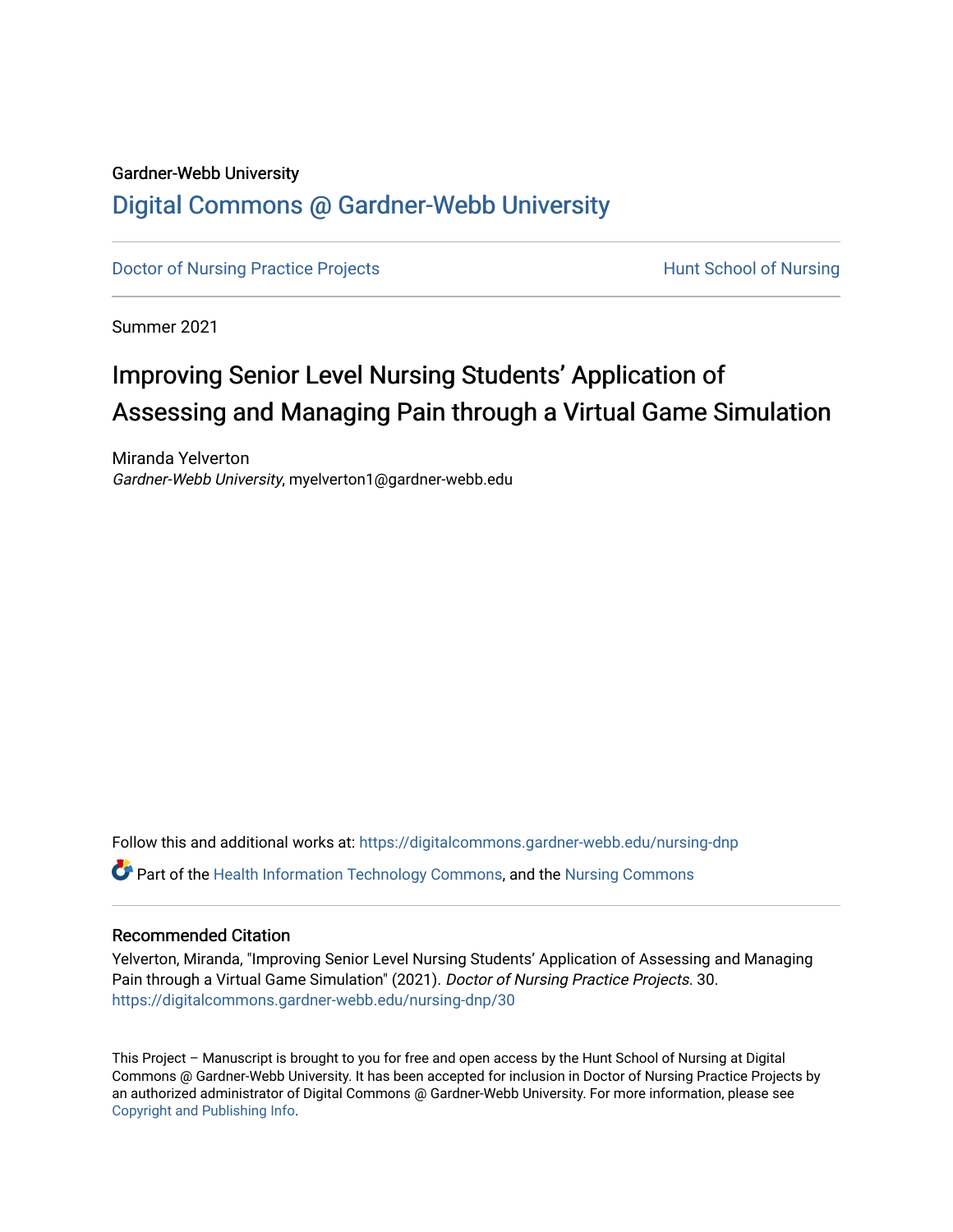Gardner-Webb University

# Digital Commons @ Gardner-Webb University

Doctor of Nursing Practice Projects | Hunt School of Nursing

Summer 2021

# Improving Senior Level Nursing Students' Application of Assessing and Managing Pain through a Virtual Game Simulation

Miranda Yelverton
*Gardner-Webb University*, myelverton1@gardner-webb.edu

Follow this and additional works at: https://digitalcommons.gardner-webb.edu/nursing-dnp

Part of the Health Information Technology Commons, and the Nursing Commons

## Recommended Citation

Yelverton, Miranda, "Improving Senior Level Nursing Students' Application of Assessing and Managing Pain through a Virtual Game Simulation" (2021). *Doctor of Nursing Practice Projects*. 30.
https://digitalcommons.gardner-webb.edu/nursing-dnp/30

This Project – Manuscript is brought to you for free and open access by the Hunt School of Nursing at Digital Commons @ Gardner-Webb University. It has been accepted for inclusion in Doctor of Nursing Practice Projects by an authorized administrator of Digital Commons @ Gardner-Webb University. For more information, please see Copyright and Publishing Info.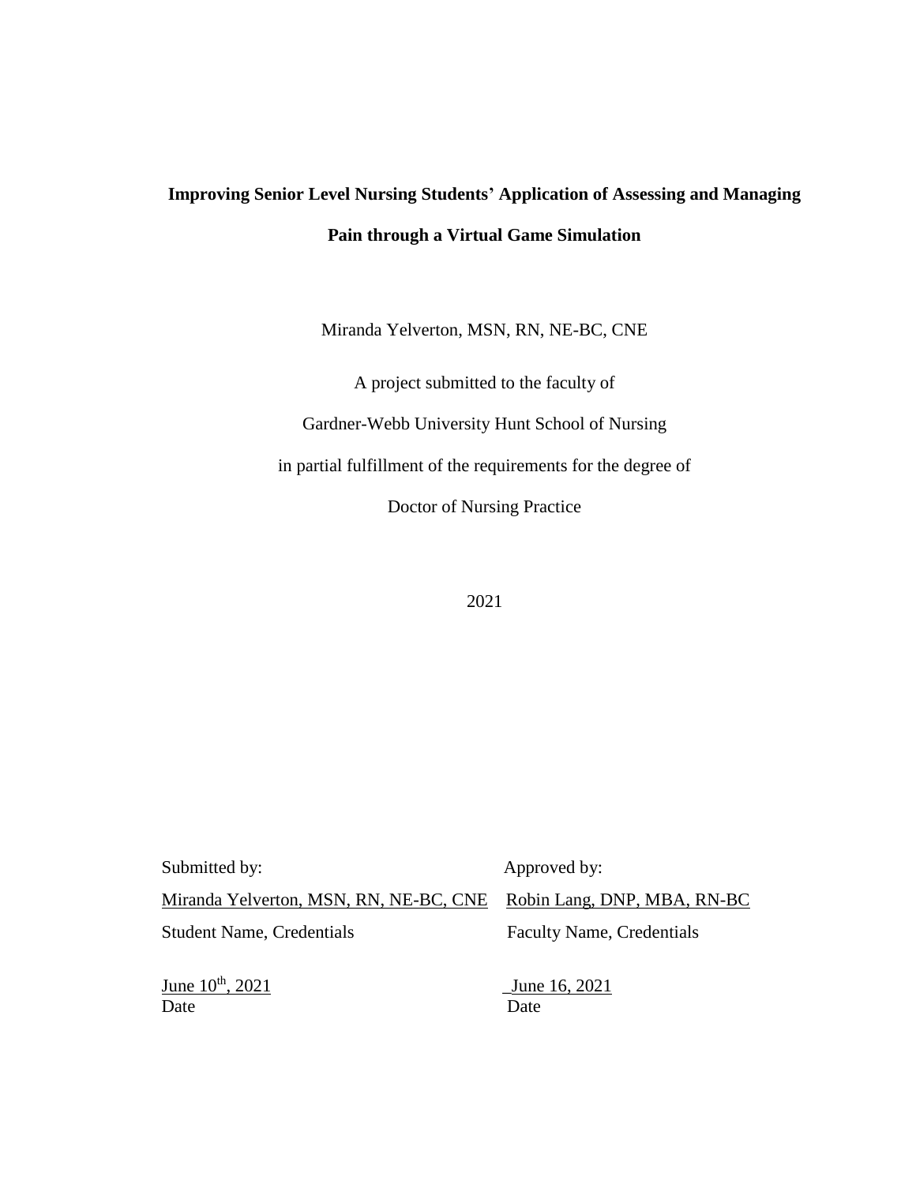**Improving Senior Level Nursing Students' Application of Assessing and Managing Pain through a Virtual Game Simulation**

Miranda Yelverton, MSN, RN, NE-BC, CNE

A project submitted to the faculty of

Gardner-Webb University Hunt School of Nursing

in partial fulfillment of the requirements for the degree of

Doctor of Nursing Practice

2021

| Submitted by: | Approved by: |
|---|---|
| Miranda Yelverton, MSN, RN, NE-BC, CNE | Robin Lang, DNP, MBA, RN-BC |
| Student Name, Credentials | Faculty Name, Credentials |
| June 10th, 2021 | June 16, 2021 |
| Date | Date |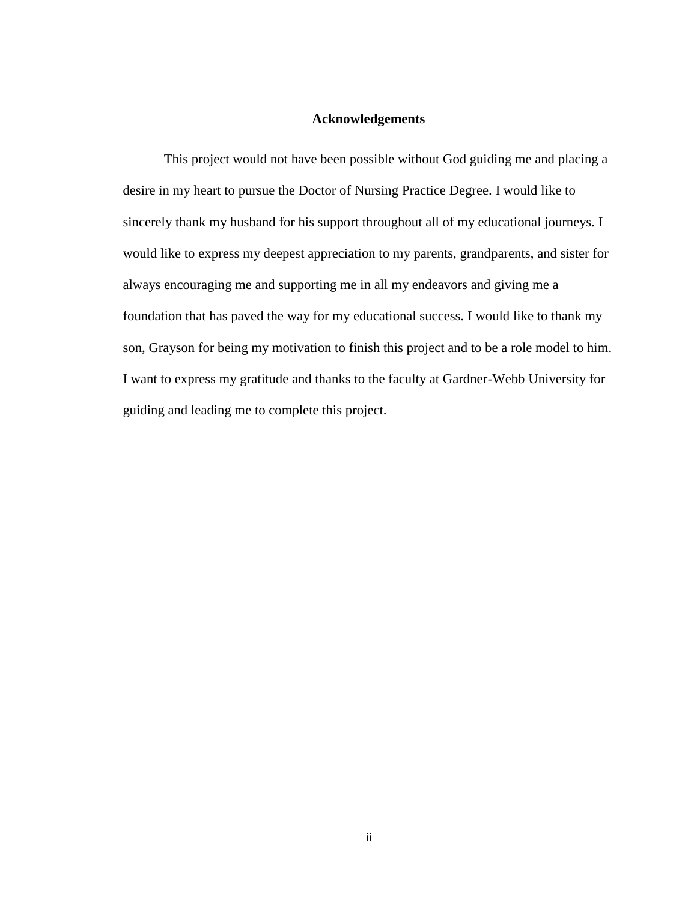## Acknowledgements

This project would not have been possible without God guiding me and placing a desire in my heart to pursue the Doctor of Nursing Practice Degree. I would like to sincerely thank my husband for his support throughout all of my educational journeys. I would like to express my deepest appreciation to my parents, grandparents, and sister for always encouraging me and supporting me in all my endeavors and giving me a foundation that has paved the way for my educational success. I would like to thank my son, Grayson for being my motivation to finish this project and to be a role model to him. I want to express my gratitude and thanks to the faculty at Gardner-Webb University for guiding and leading me to complete this project.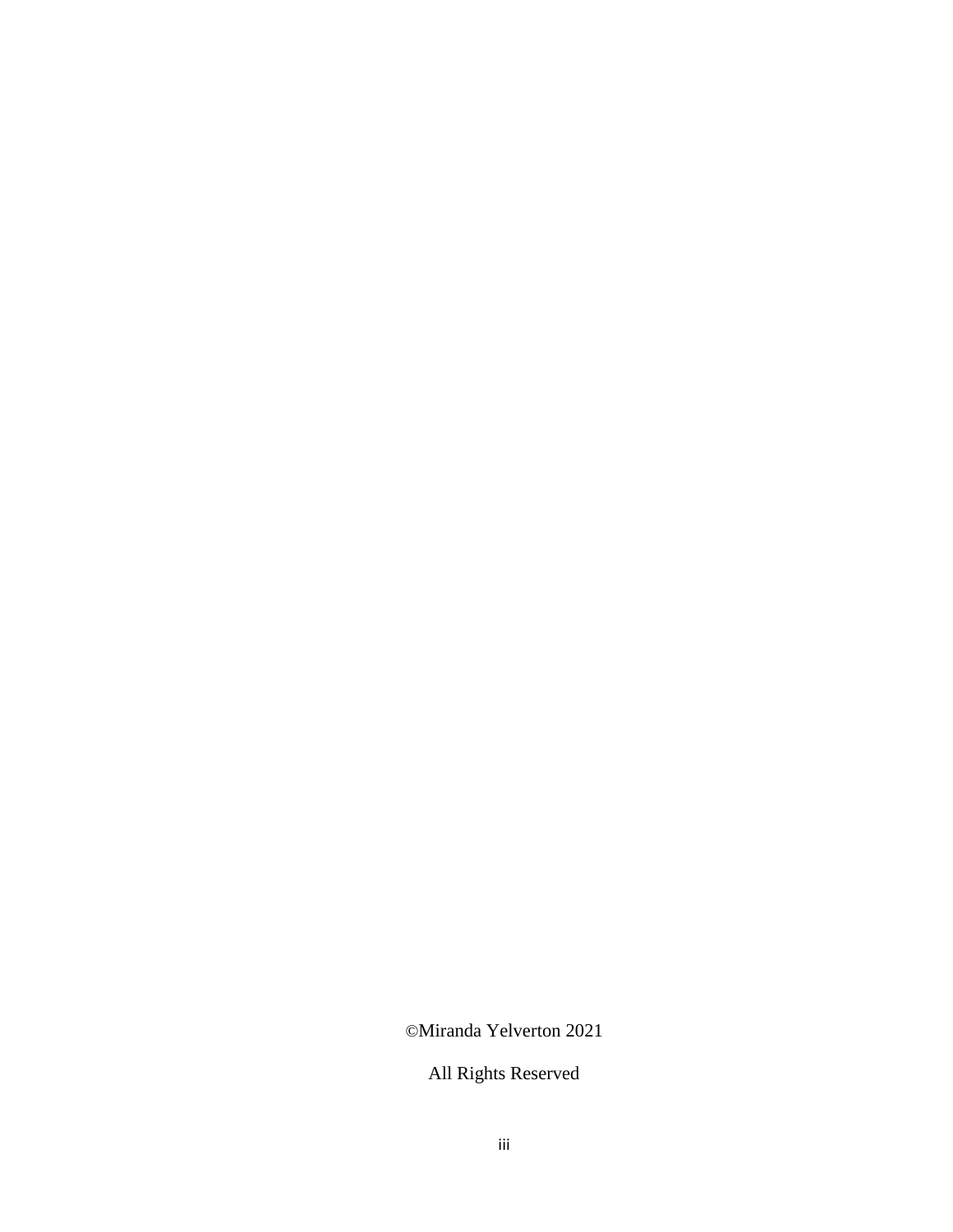©Miranda Yelverton 2021

All Rights Reserved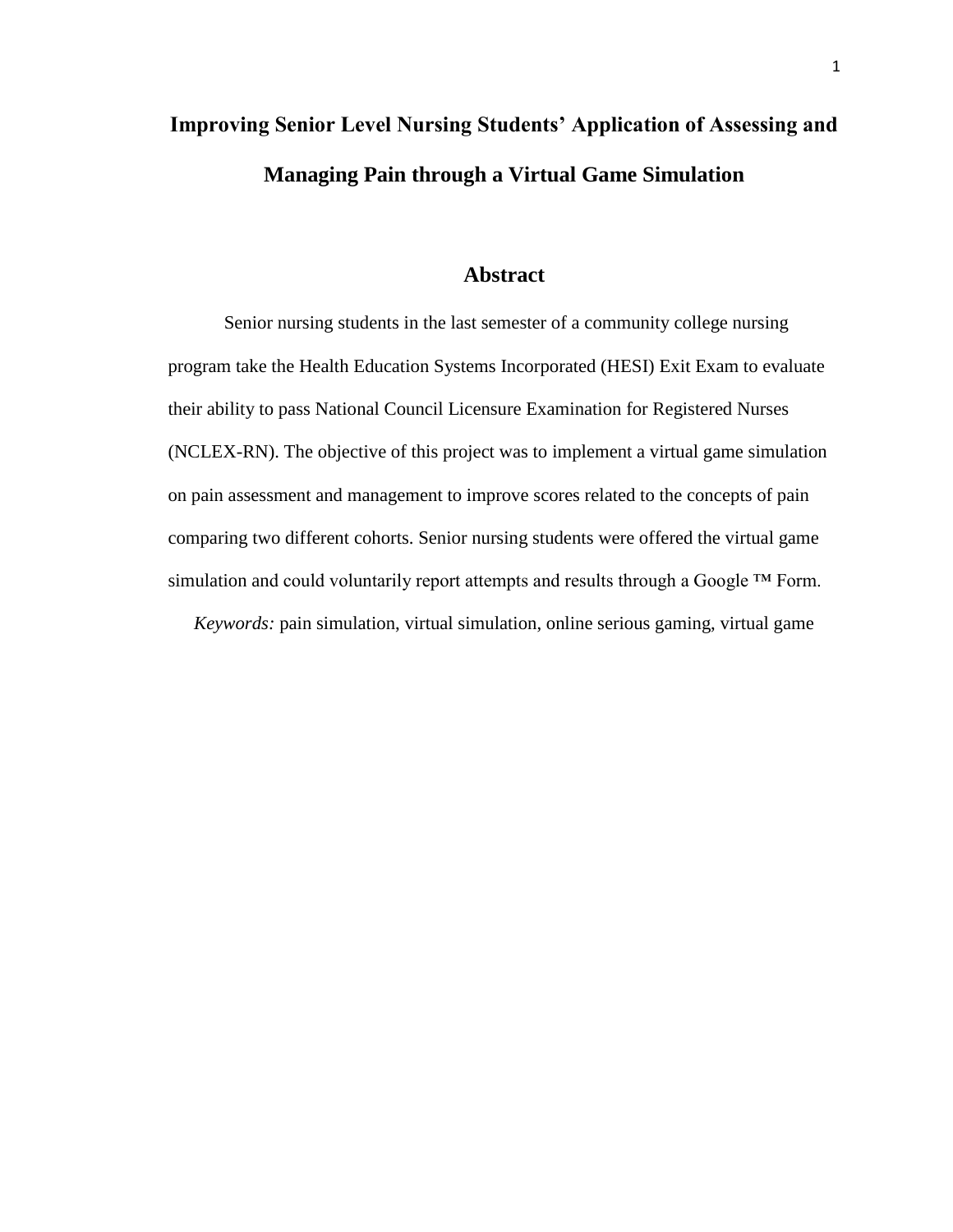# Improving Senior Level Nursing Students' Application of Assessing and Managing Pain through a Virtual Game Simulation

## Abstract

Senior nursing students in the last semester of a community college nursing program take the Health Education Systems Incorporated (HESI) Exit Exam to evaluate their ability to pass National Council Licensure Examination for Registered Nurses (NCLEX-RN). The objective of this project was to implement a virtual game simulation on pain assessment and management to improve scores related to the concepts of pain comparing two different cohorts. Senior nursing students were offered the virtual game simulation and could voluntarily report attempts and results through a Google ™ Form.

*Keywords:* pain simulation, virtual simulation, online serious gaming, virtual game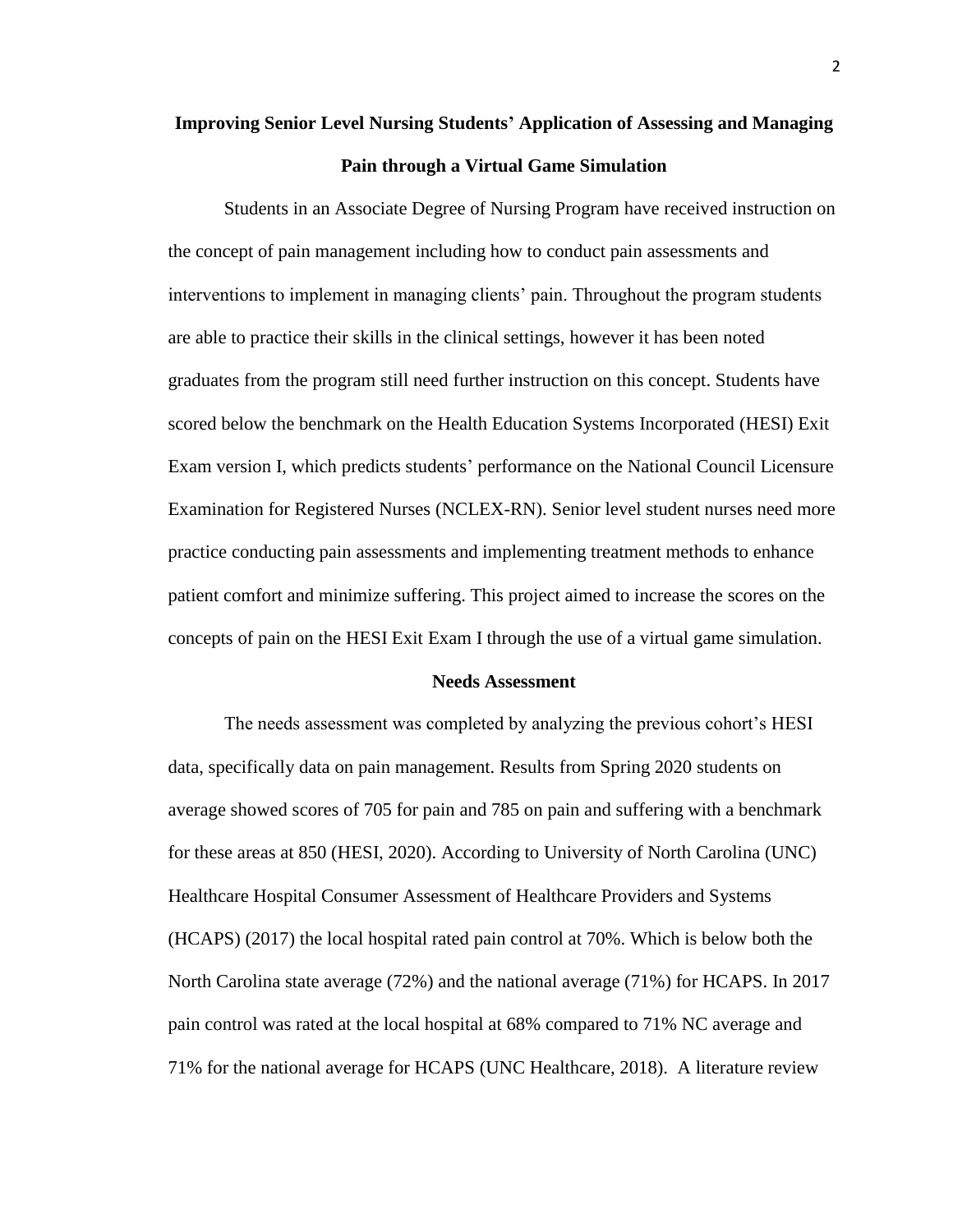# Improving Senior Level Nursing Students' Application of Assessing and Managing Pain through a Virtual Game Simulation

Students in an Associate Degree of Nursing Program have received instruction on the concept of pain management including how to conduct pain assessments and interventions to implement in managing clients' pain. Throughout the program students are able to practice their skills in the clinical settings, however it has been noted graduates from the program still need further instruction on this concept. Students have scored below the benchmark on the Health Education Systems Incorporated (HESI) Exit Exam version I, which predicts students' performance on the National Council Licensure Examination for Registered Nurses (NCLEX-RN). Senior level student nurses need more practice conducting pain assessments and implementing treatment methods to enhance patient comfort and minimize suffering. This project aimed to increase the scores on the concepts of pain on the HESI Exit Exam I through the use of a virtual game simulation.

## Needs Assessment

The needs assessment was completed by analyzing the previous cohort's HESI data, specifically data on pain management. Results from Spring 2020 students on average showed scores of 705 for pain and 785 on pain and suffering with a benchmark for these areas at 850 (HESI, 2020). According to University of North Carolina (UNC) Healthcare Hospital Consumer Assessment of Healthcare Providers and Systems (HCAPS) (2017) the local hospital rated pain control at 70%. Which is below both the North Carolina state average (72%) and the national average (71%) for HCAPS. In 2017 pain control was rated at the local hospital at 68% compared to 71% NC average and 71% for the national average for HCAPS (UNC Healthcare, 2018). A literature review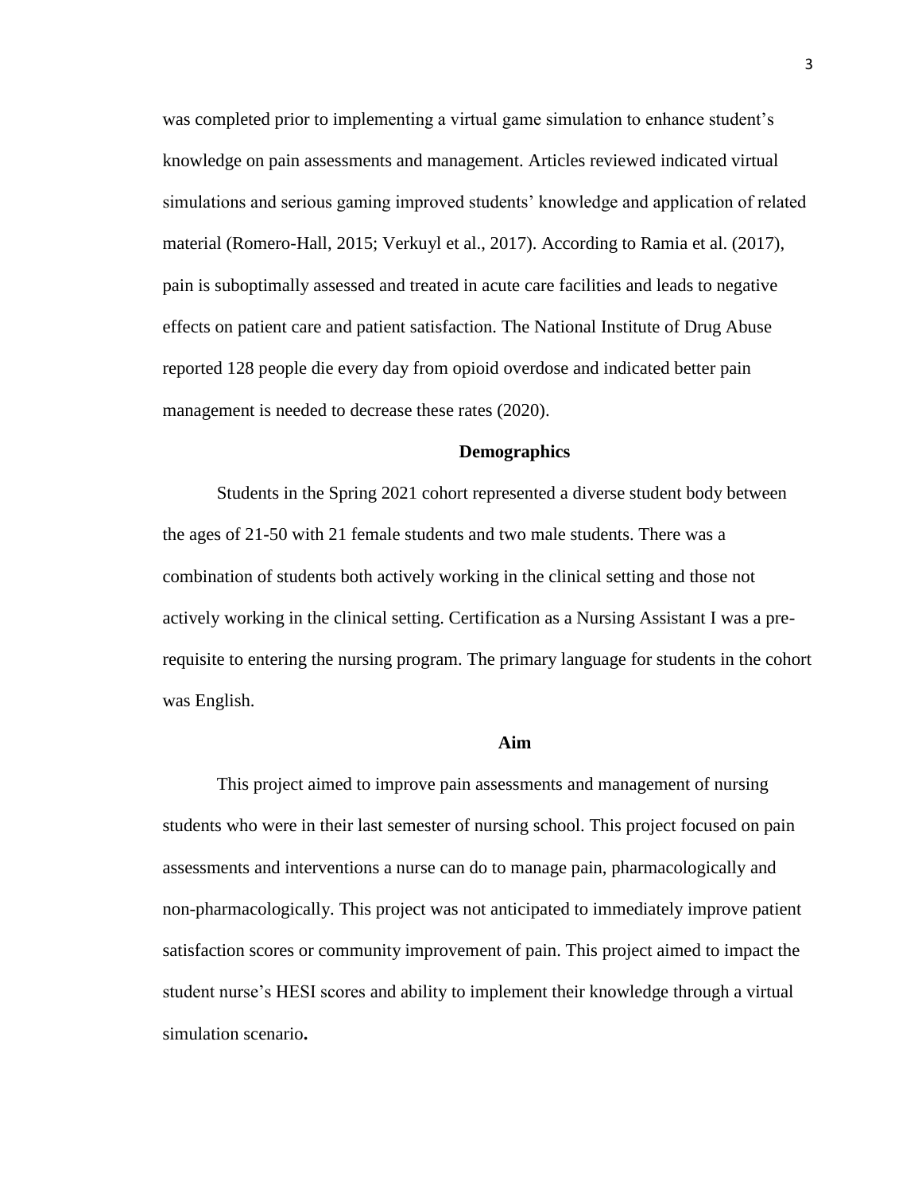was completed prior to implementing a virtual game simulation to enhance student's knowledge on pain assessments and management. Articles reviewed indicated virtual simulations and serious gaming improved students' knowledge and application of related material (Romero-Hall, 2015; Verkuyl et al., 2017). According to Ramia et al. (2017), pain is suboptimally assessed and treated in acute care facilities and leads to negative effects on patient care and patient satisfaction. The National Institute of Drug Abuse reported 128 people die every day from opioid overdose and indicated better pain management is needed to decrease these rates (2020).

## Demographics

Students in the Spring 2021 cohort represented a diverse student body between the ages of 21-50 with 21 female students and two male students. There was a combination of students both actively working in the clinical setting and those not actively working in the clinical setting. Certification as a Nursing Assistant I was a pre-requisite to entering the nursing program. The primary language for students in the cohort was English.

## Aim

This project aimed to improve pain assessments and management of nursing students who were in their last semester of nursing school. This project focused on pain assessments and interventions a nurse can do to manage pain, pharmacologically and non-pharmacologically. This project was not anticipated to immediately improve patient satisfaction scores or community improvement of pain. This project aimed to impact the student nurse's HESI scores and ability to implement their knowledge through a virtual simulation scenario**.**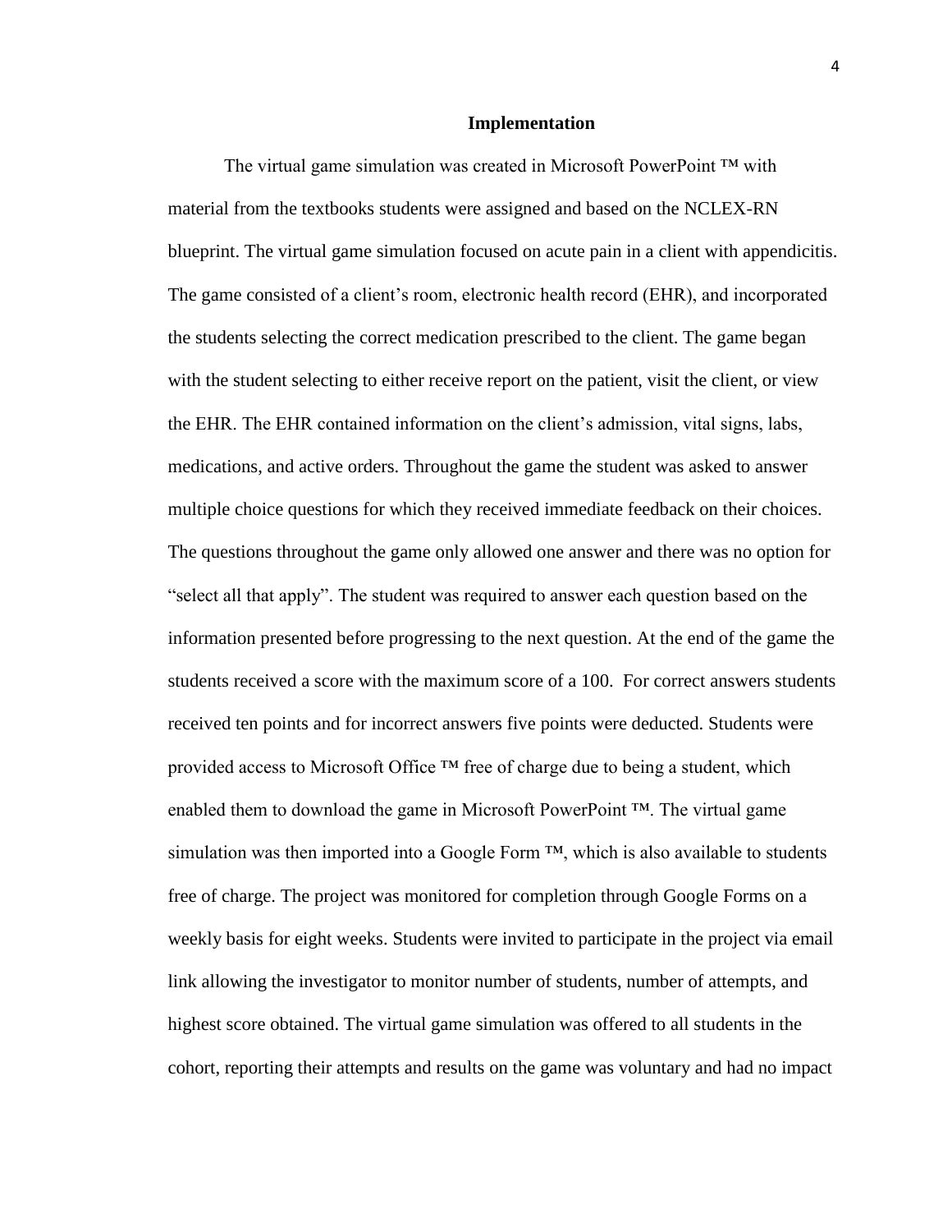## Implementation

The virtual game simulation was created in Microsoft PowerPoint ™ with material from the textbooks students were assigned and based on the NCLEX-RN blueprint. The virtual game simulation focused on acute pain in a client with appendicitis. The game consisted of a client's room, electronic health record (EHR), and incorporated the students selecting the correct medication prescribed to the client. The game began with the student selecting to either receive report on the patient, visit the client, or view the EHR. The EHR contained information on the client's admission, vital signs, labs, medications, and active orders. Throughout the game the student was asked to answer multiple choice questions for which they received immediate feedback on their choices. The questions throughout the game only allowed one answer and there was no option for "select all that apply". The student was required to answer each question based on the information presented before progressing to the next question. At the end of the game the students received a score with the maximum score of a 100. For correct answers students received ten points and for incorrect answers five points were deducted. Students were provided access to Microsoft Office ™ free of charge due to being a student, which enabled them to download the game in Microsoft PowerPoint ™. The virtual game simulation was then imported into a Google Form ™, which is also available to students free of charge. The project was monitored for completion through Google Forms on a weekly basis for eight weeks. Students were invited to participate in the project via email link allowing the investigator to monitor number of students, number of attempts, and highest score obtained. The virtual game simulation was offered to all students in the cohort, reporting their attempts and results on the game was voluntary and had no impact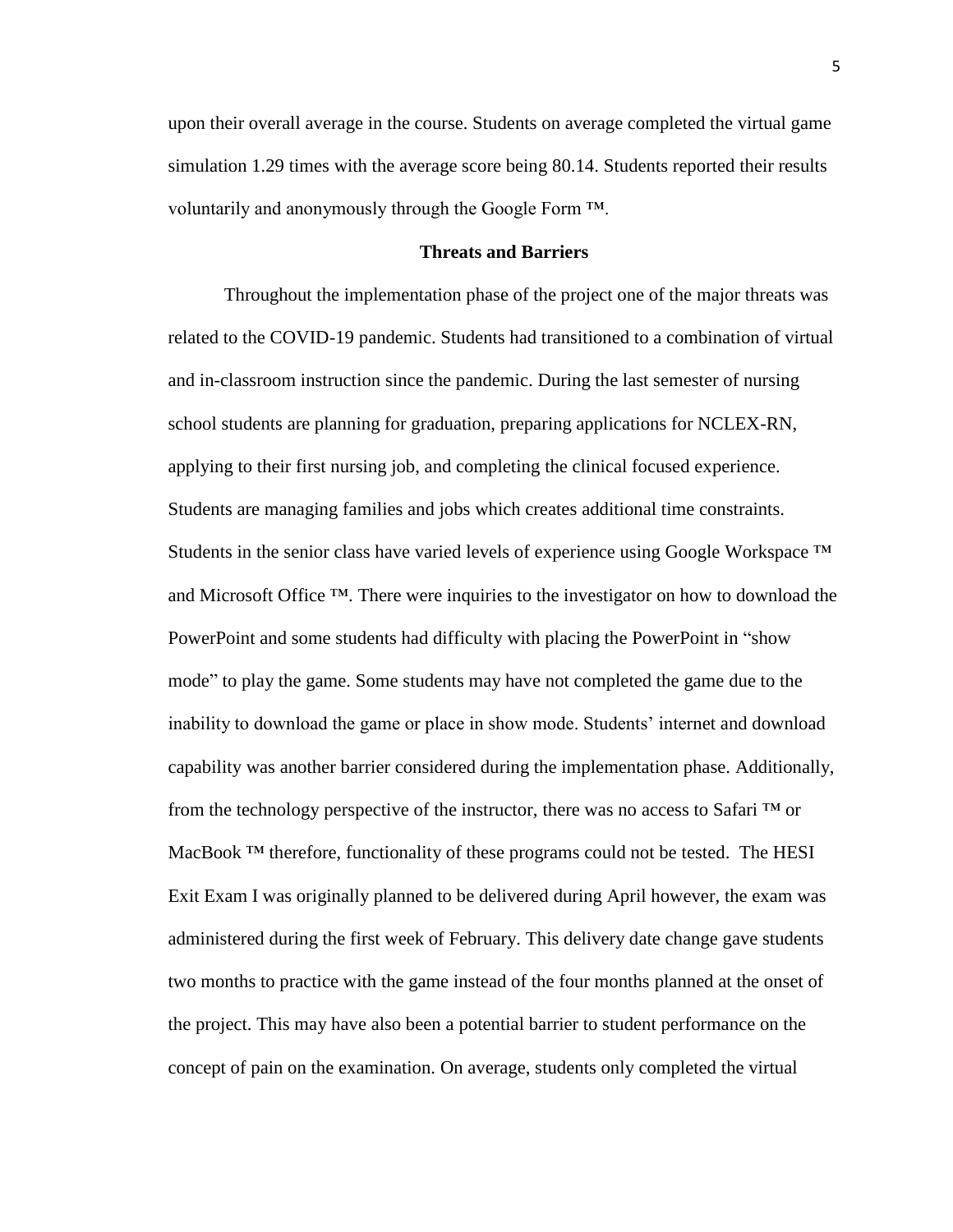upon their overall average in the course. Students on average completed the virtual game simulation 1.29 times with the average score being 80.14. Students reported their results voluntarily and anonymously through the Google Form ™.

## Threats and Barriers

Throughout the implementation phase of the project one of the major threats was related to the COVID-19 pandemic. Students had transitioned to a combination of virtual and in-classroom instruction since the pandemic. During the last semester of nursing school students are planning for graduation, preparing applications for NCLEX-RN, applying to their first nursing job, and completing the clinical focused experience. Students are managing families and jobs which creates additional time constraints. Students in the senior class have varied levels of experience using Google Workspace ™ and Microsoft Office ™. There were inquiries to the investigator on how to download the PowerPoint and some students had difficulty with placing the PowerPoint in "show mode" to play the game. Some students may have not completed the game due to the inability to download the game or place in show mode. Students' internet and download capability was another barrier considered during the implementation phase. Additionally, from the technology perspective of the instructor, there was no access to Safari ™ or MacBook ™ therefore, functionality of these programs could not be tested. The HESI Exit Exam I was originally planned to be delivered during April however, the exam was administered during the first week of February. This delivery date change gave students two months to practice with the game instead of the four months planned at the onset of the project. This may have also been a potential barrier to student performance on the concept of pain on the examination. On average, students only completed the virtual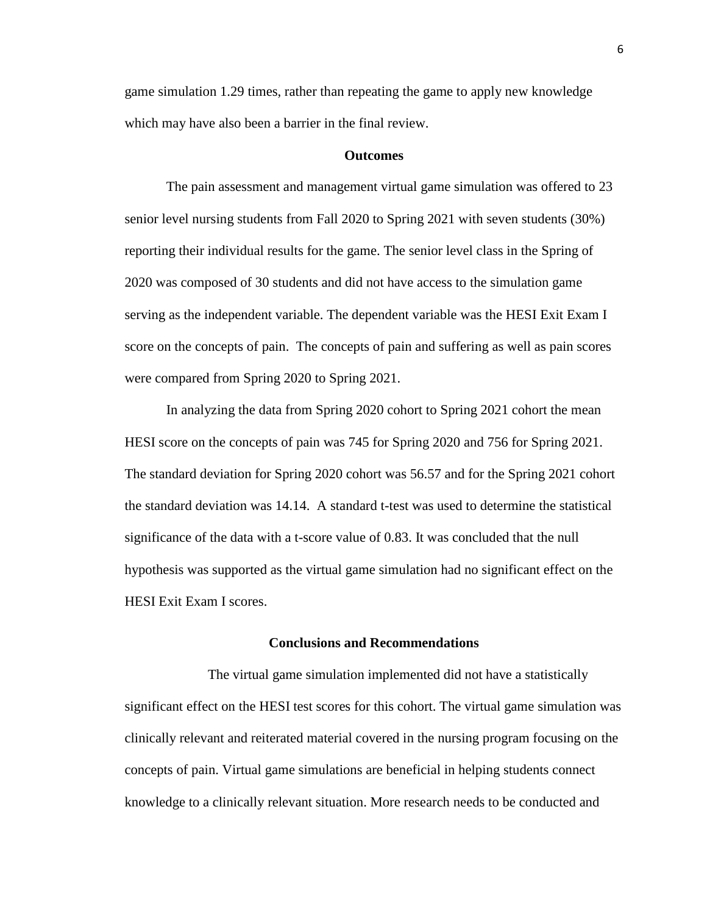game simulation 1.29 times, rather than repeating the game to apply new knowledge which may have also been a barrier in the final review.

## Outcomes

The pain assessment and management virtual game simulation was offered to 23 senior level nursing students from Fall 2020 to Spring 2021 with seven students (30%) reporting their individual results for the game. The senior level class in the Spring of 2020 was composed of 30 students and did not have access to the simulation game serving as the independent variable. The dependent variable was the HESI Exit Exam I score on the concepts of pain. The concepts of pain and suffering as well as pain scores were compared from Spring 2020 to Spring 2021.

In analyzing the data from Spring 2020 cohort to Spring 2021 cohort the mean HESI score on the concepts of pain was 745 for Spring 2020 and 756 for Spring 2021. The standard deviation for Spring 2020 cohort was 56.57 and for the Spring 2021 cohort the standard deviation was 14.14. A standard t-test was used to determine the statistical significance of the data with a t-score value of 0.83. It was concluded that the null hypothesis was supported as the virtual game simulation had no significant effect on the HESI Exit Exam I scores.

## Conclusions and Recommendations

The virtual game simulation implemented did not have a statistically significant effect on the HESI test scores for this cohort. The virtual game simulation was clinically relevant and reiterated material covered in the nursing program focusing on the concepts of pain. Virtual game simulations are beneficial in helping students connect knowledge to a clinically relevant situation. More research needs to be conducted and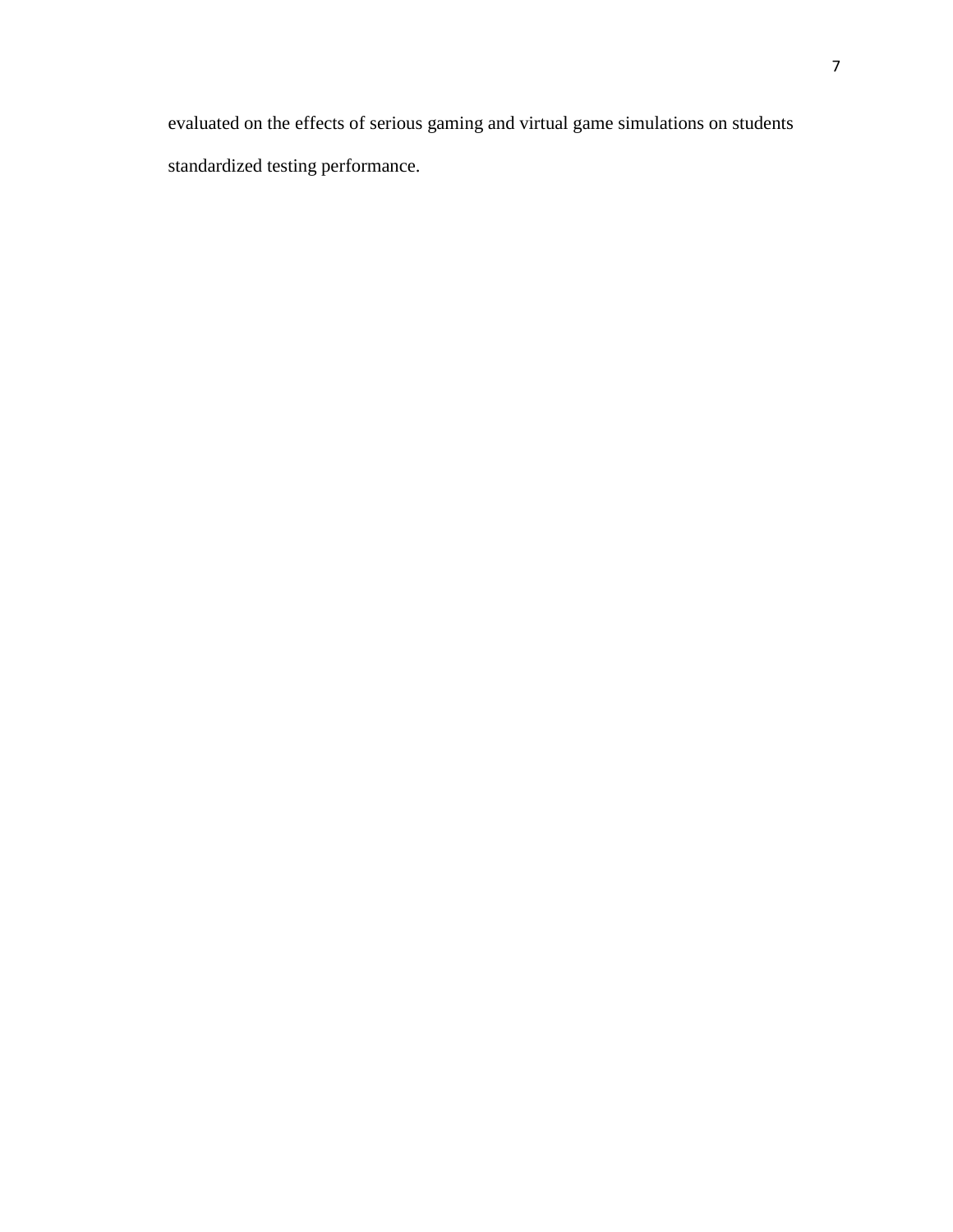evaluated on the effects of serious gaming and virtual game simulations on students standardized testing performance.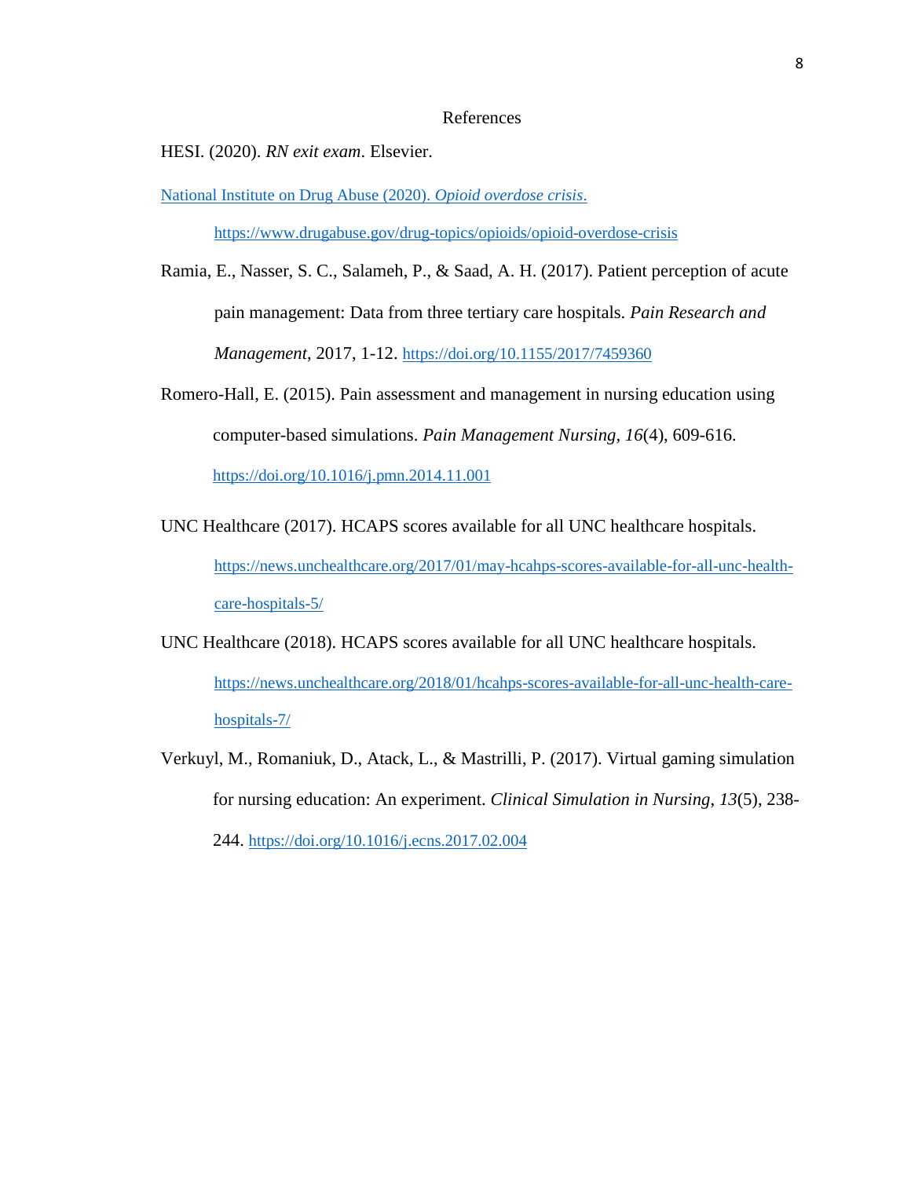# References

HESI. (2020). *RN exit exam*. Elsevier.

National Institute on Drug Abuse (2020). *Opioid overdose crisis*. https://www.drugabuse.gov/drug-topics/opioids/opioid-overdose-crisis

Ramia, E., Nasser, S. C., Salameh, P., & Saad, A. H. (2017). Patient perception of acute pain management: Data from three tertiary care hospitals. *Pain Research and Management*, 2017, 1-12. https://doi.org/10.1155/2017/7459360

Romero-Hall, E. (2015). Pain assessment and management in nursing education using computer-based simulations. *Pain Management Nursing, 16*(4), 609-616. https://doi.org/10.1016/j.pmn.2014.11.001

UNC Healthcare (2017). HCAPS scores available for all UNC healthcare hospitals. https://news.unchealthcare.org/2017/01/may-hcahps-scores-available-for-all-unc-health-care-hospitals-5/

UNC Healthcare (2018). HCAPS scores available for all UNC healthcare hospitals. https://news.unchealthcare.org/2018/01/hcahps-scores-available-for-all-unc-health-care-hospitals-7/

Verkuyl, M., Romaniuk, D., Atack, L., & Mastrilli, P. (2017). Virtual gaming simulation for nursing education: An experiment. *Clinical Simulation in Nursing*, *13*(5), 238-244. https://doi.org/10.1016/j.ecns.2017.02.004